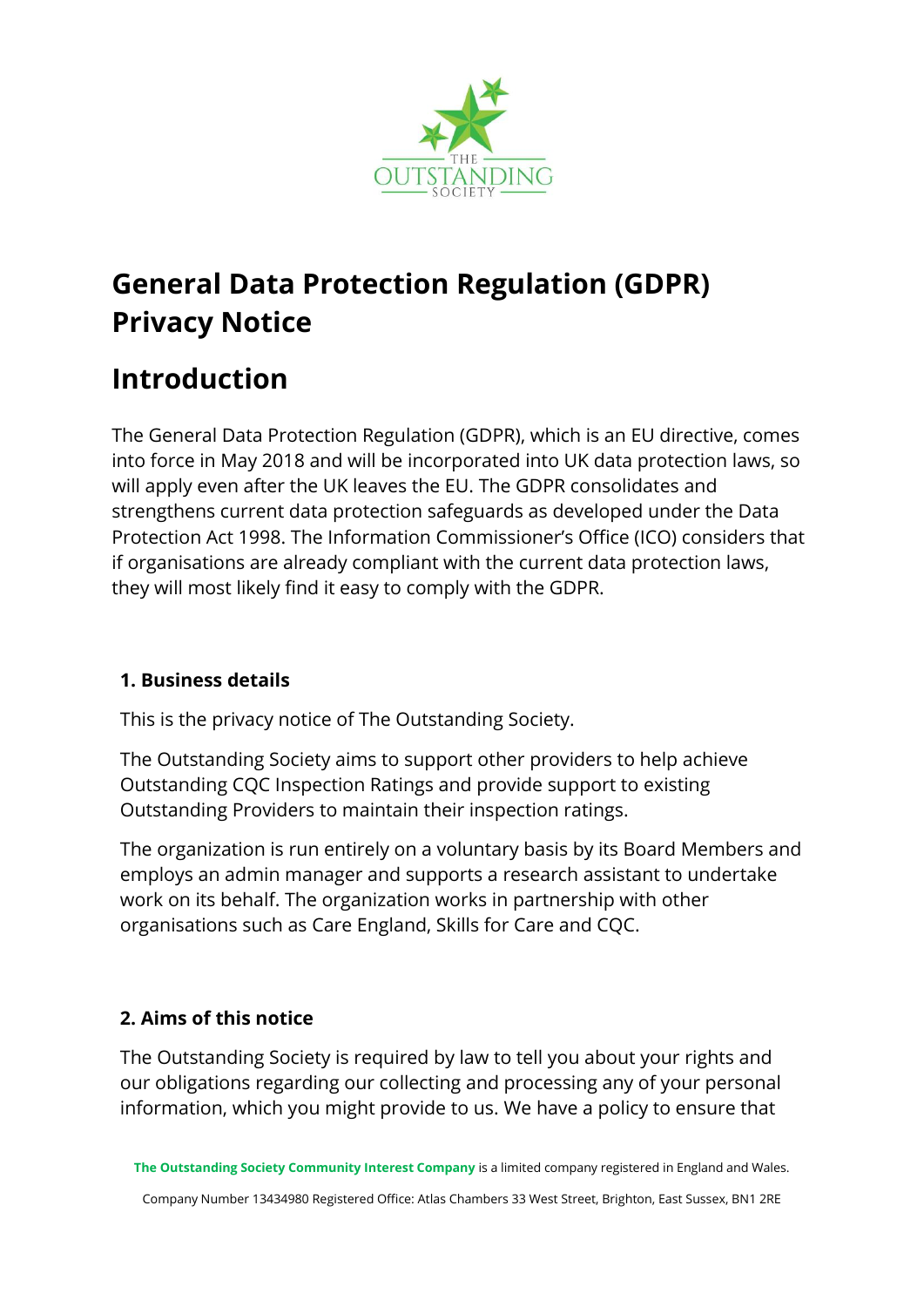# General Data Protection Regulation (GDPR) Privacy Notice

## Introduction

The General Data Protection Regulation (GDPR), which is an EU directive, comes into force in May 2018 and will be incorporated into UK data protection laws, so will apply even after the UK leaves the EU. The GDPR consolidates and strengthens current data protection safeguards as developed under the Data Protection Act 1998. The Information Commissioner's Office (ICO) considers that if organisations are already compliant with the current data protection laws, they will most likely find it easy to comply with the GDPR.

### 1. Business details

This is the privacy notice of The Outstanding Society.

The Outstanding Society aims to support other providers to help achieve Outstanding CQC Inspection Ratings and provide support to existing Outstanding Providers to maintain their inspection ratings.

The organization is run entirely on a voluntary basis by its Board Members and employs an admin manager and supports a research assistant to undertake work on its behalf. The organization works in partnership with other organisations such as Care England, Skills for Care and CQC.

### 2. Aims of this notice

The Outstanding Society is required by law to tell you about your rights and our obligations regarding our collecting and processing any of your personal information, which you might provide to us. We have a policy to ensure that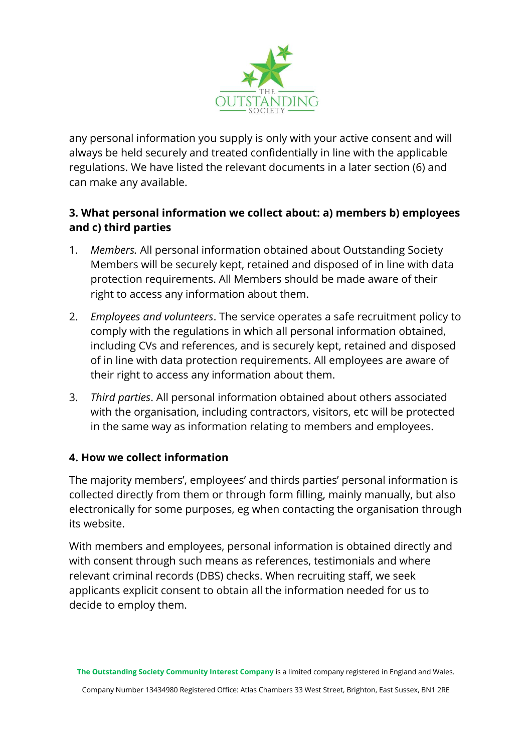any personal information you supply is only with your active consent and will always be held securely and treated confidentially in line with the applicable regulations. We have listed the relevant documents in a later section (6) and can make any available.

### 3. What personal information we collect about: a) members b) employees and c) third parties

1. *Members.* All personal information obtained about Outstanding Society Members will be securely kept, retained and disposed of in line with data protection requirements. All Members should be made aware of their right to access any information about them.
2. *Employees and volunteers*. The service operates a safe recruitment policy to comply with the regulations in which all personal information obtained, including CVs and references, and is securely kept, retained and disposed of in line with data protection requirements. All employees are aware of their right to access any information about them.
3. *Third parties*. All personal information obtained about others associated with the organisation, including contractors, visitors, etc will be protected in the same way as information relating to members and employees.

### 4. How we collect information

The majority members', employees' and thirds parties' personal information is collected directly from them or through form filling, mainly manually, but also electronically for some purposes, eg when contacting the organisation through its website.

With members and employees, personal information is obtained directly and with consent through such means as references, testimonials and where relevant criminal records (DBS) checks. When recruiting staff, we seek applicants explicit consent to obtain all the information needed for us to decide to employ them.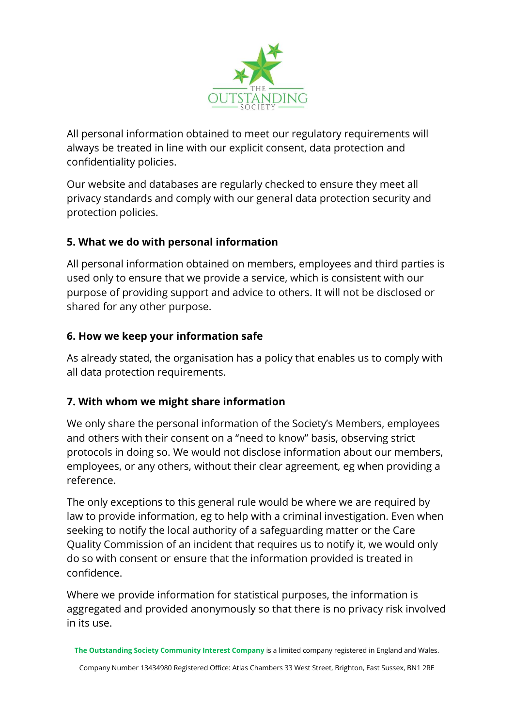All personal information obtained to meet our regulatory requirements will always be treated in line with our explicit consent, data protection and confidentiality policies.

Our website and databases are regularly checked to ensure they meet all privacy standards and comply with our general data protection security and protection policies.

## 5. What we do with personal information

All personal information obtained on members, employees and third parties is used only to ensure that we provide a service, which is consistent with our purpose of providing support and advice to others. It will not be disclosed or shared for any other purpose.

## 6. How we keep your information safe

As already stated, the organisation has a policy that enables us to comply with all data protection requirements.

## 7. With whom we might share information

We only share the personal information of the Society's Members, employees and others with their consent on a "need to know" basis, observing strict protocols in doing so. We would not disclose information about our members, employees, or any others, without their clear agreement, eg when providing a reference.

The only exceptions to this general rule would be where we are required by law to provide information, eg to help with a criminal investigation. Even when seeking to notify the local authority of a safeguarding matter or the Care Quality Commission of an incident that requires us to notify it, we would only do so with consent or ensure that the information provided is treated in confidence.

Where we provide information for statistical purposes, the information is aggregated and provided anonymously so that there is no privacy risk involved in its use.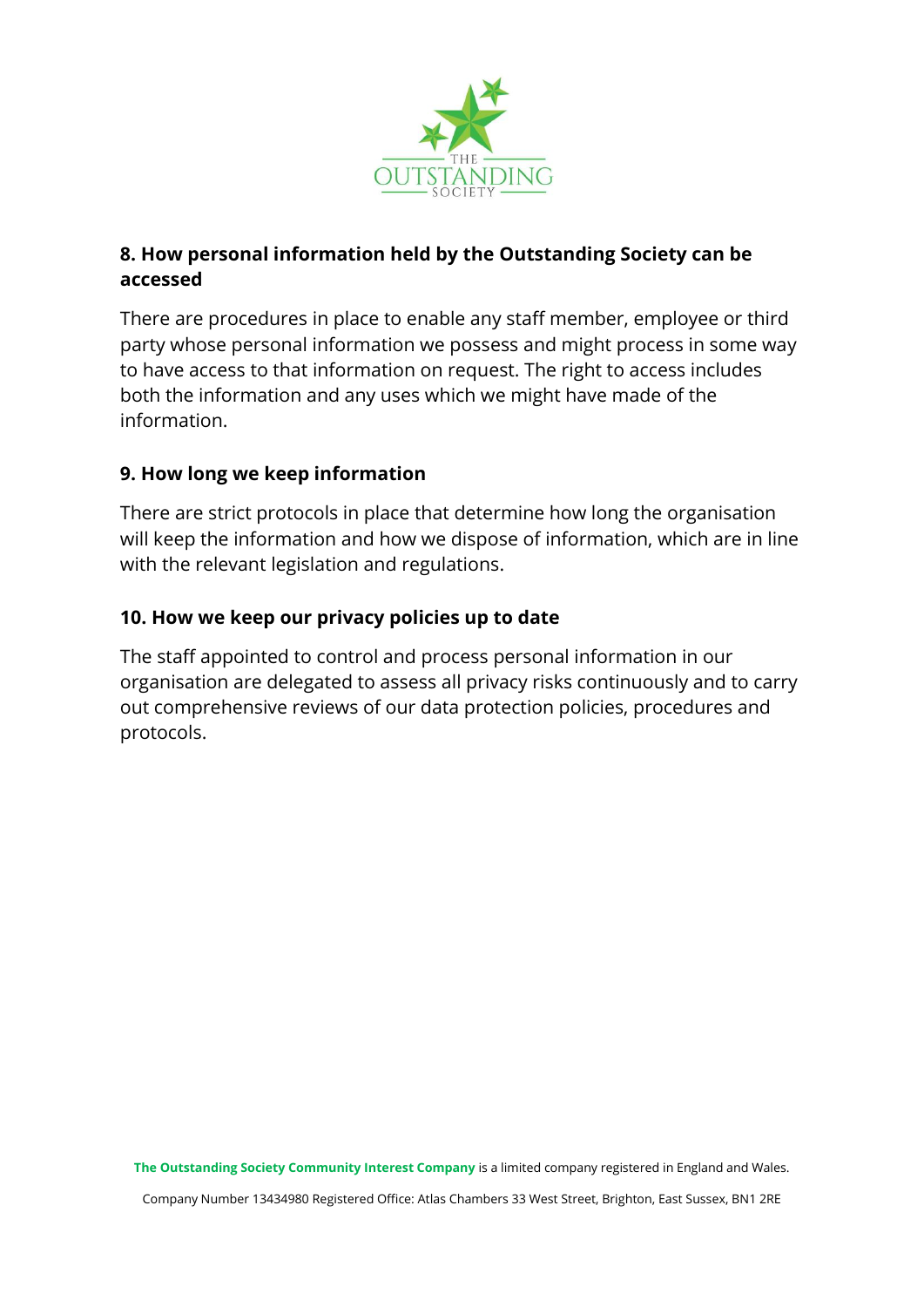## 8. How personal information held by the Outstanding Society can be accessed

There are procedures in place to enable any staff member, employee or third party whose personal information we possess and might process in some way to have access to that information on request. The right to access includes both the information and any uses which we might have made of the information.

## 9. How long we keep information

There are strict protocols in place that determine how long the organisation will keep the information and how we dispose of information, which are in line with the relevant legislation and regulations.

## 10. How we keep our privacy policies up to date

The staff appointed to control and process personal information in our organisation are delegated to assess all privacy risks continuously and to carry out comprehensive reviews of our data protection policies, procedures and protocols.